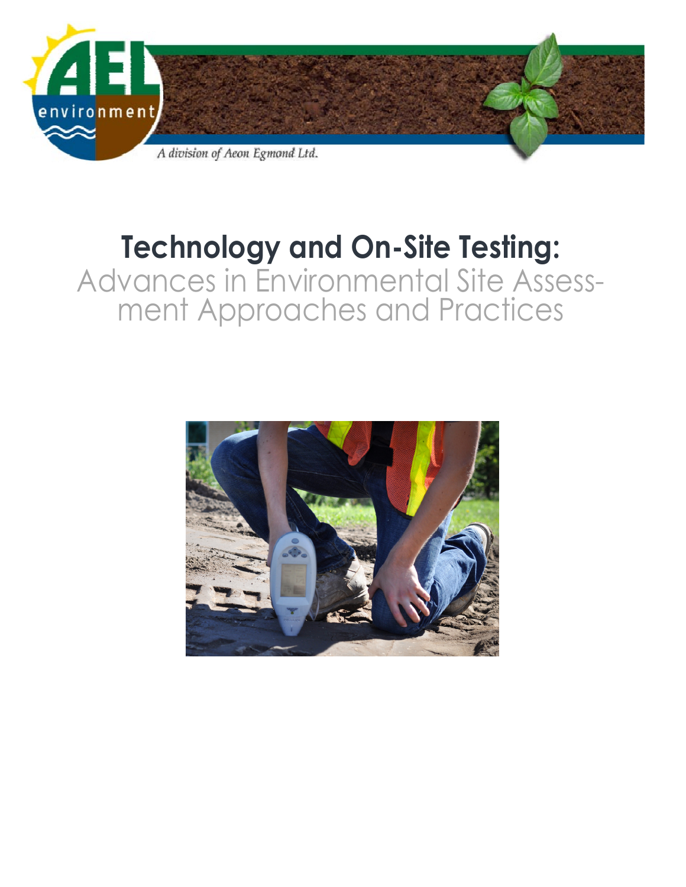AEL environment

*A division of Aeon Egmond Ltd.*

# Technology and On-Site Testing:

## Advances in Environmental Site Assessment Approaches and Practices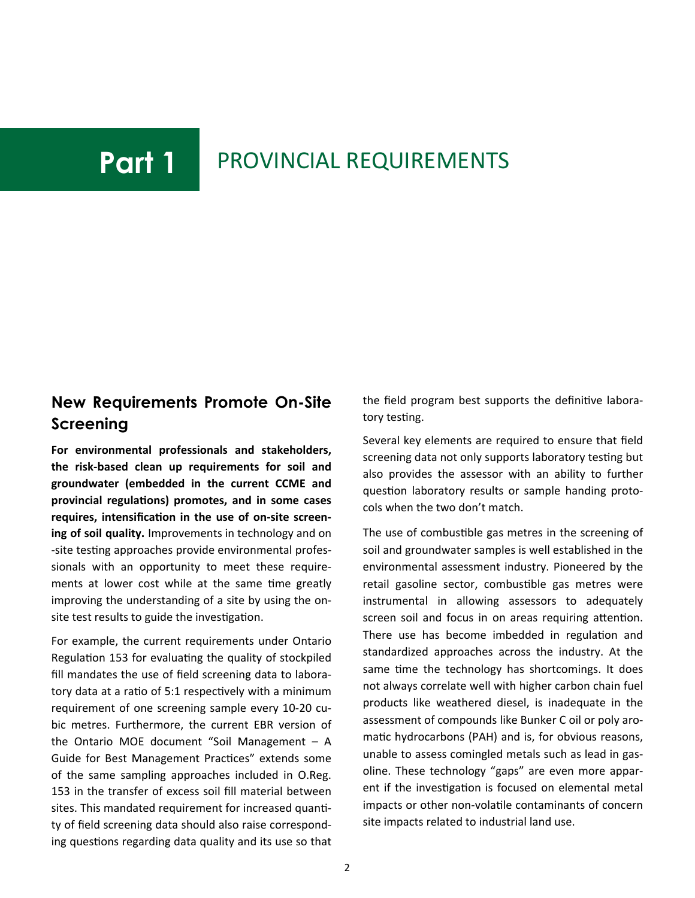# Part 1 PROVINCIAL REQUIREMENTS

## New Requirements Promote On-Site Screening

**For environmental professionals and stakeholders, the risk-based clean up requirements for soil and groundwater (embedded in the current CCME and provincial regulations) promotes, and in some cases requires, intensification in the use of on-site screening of soil quality.** Improvements in technology and on-site testing approaches provide environmental professionals with an opportunity to meet these requirements at lower cost while at the same time greatly improving the understanding of a site by using the on-site test results to guide the investigation.

For example, the current requirements under Ontario Regulation 153 for evaluating the quality of stockpiled fill mandates the use of field screening data to laboratory data at a ratio of 5:1 respectively with a minimum requirement of one screening sample every 10-20 cubic metres. Furthermore, the current EBR version of the Ontario MOE document "Soil Management – A Guide for Best Management Practices" extends some of the same sampling approaches included in O.Reg. 153 in the transfer of excess soil fill material between sites. This mandated requirement for increased quantity of field screening data should also raise corresponding questions regarding data quality and its use so that the field program best supports the definitive laboratory testing.

Several key elements are required to ensure that field screening data not only supports laboratory testing but also provides the assessor with an ability to further question laboratory results or sample handing protocols when the two don't match.

The use of combustible gas metres in the screening of soil and groundwater samples is well established in the environmental assessment industry. Pioneered by the retail gasoline sector, combustible gas metres were instrumental in allowing assessors to adequately screen soil and focus in on areas requiring attention. There use has become imbedded in regulation and standardized approaches across the industry. At the same time the technology has shortcomings. It does not always correlate well with higher carbon chain fuel products like weathered diesel, is inadequate in the assessment of compounds like Bunker C oil or poly aromatic hydrocarbons (PAH) and is, for obvious reasons, unable to assess comingled metals such as lead in gasoline. These technology "gaps" are even more apparent if the investigation is focused on elemental metal impacts or other non-volatile contaminants of concern site impacts related to industrial land use.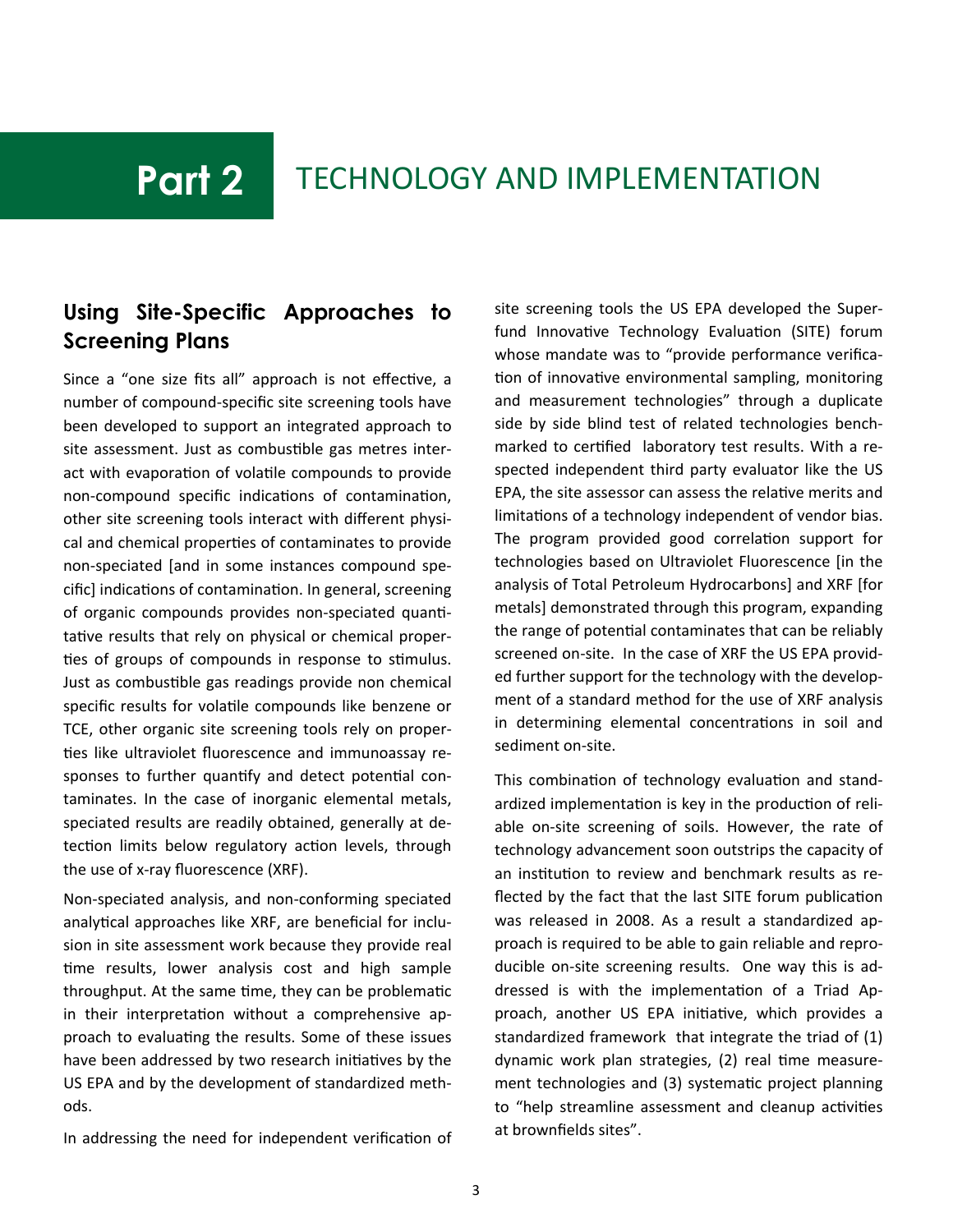# Part 2 TECHNOLOGY AND IMPLEMENTATION

## Using Site-Specific Approaches to Screening Plans

Since a "one size fits all" approach is not effective, a number of compound-specific site screening tools have been developed to support an integrated approach to site assessment. Just as combustible gas metres interact with evaporation of volatile compounds to provide non-compound specific indications of contamination, other site screening tools interact with different physical and chemical properties of contaminates to provide non-speciated [and in some instances compound specific] indications of contamination. In general, screening of organic compounds provides non-speciated quantitative results that rely on physical or chemical properties of groups of compounds in response to stimulus. Just as combustible gas readings provide non chemical specific results for volatile compounds like benzene or TCE, other organic site screening tools rely on properties like ultraviolet fluorescence and immunoassay responses to further quantify and detect potential contaminates. In the case of inorganic elemental metals, speciated results are readily obtained, generally at detection limits below regulatory action levels, through the use of x-ray fluorescence (XRF).

Non-speciated analysis, and non-conforming speciated analytical approaches like XRF, are beneficial for inclusion in site assessment work because they provide real time results, lower analysis cost and high sample throughput. At the same time, they can be problematic in their interpretation without a comprehensive approach to evaluating the results. Some of these issues have been addressed by two research initiatives by the US EPA and by the development of standardized methods.

In addressing the need for independent verification of site screening tools the US EPA developed the Superfund Innovative Technology Evaluation (SITE) forum whose mandate was to "provide performance verification of innovative environmental sampling, monitoring and measurement technologies" through a duplicate side by side blind test of related technologies benchmarked to certified laboratory test results. With a respected independent third party evaluator like the US EPA, the site assessor can assess the relative merits and limitations of a technology independent of vendor bias. The program provided good correlation support for technologies based on Ultraviolet Fluorescence [in the analysis of Total Petroleum Hydrocarbons] and XRF [for metals] demonstrated through this program, expanding the range of potential contaminates that can be reliably screened on-site. In the case of XRF the US EPA provided further support for the technology with the development of a standard method for the use of XRF analysis in determining elemental concentrations in soil and sediment on-site.

This combination of technology evaluation and standardized implementation is key in the production of reliable on-site screening of soils. However, the rate of technology advancement soon outstrips the capacity of an institution to review and benchmark results as reflected by the fact that the last SITE forum publication was released in 2008. As a result a standardized approach is required to be able to gain reliable and reproducible on-site screening results. One way this is addressed is with the implementation of a Triad Approach, another US EPA initiative, which provides a standardized framework that integrate the triad of (1) dynamic work plan strategies, (2) real time measurement technologies and (3) systematic project planning to "help streamline assessment and cleanup activities at brownfields sites".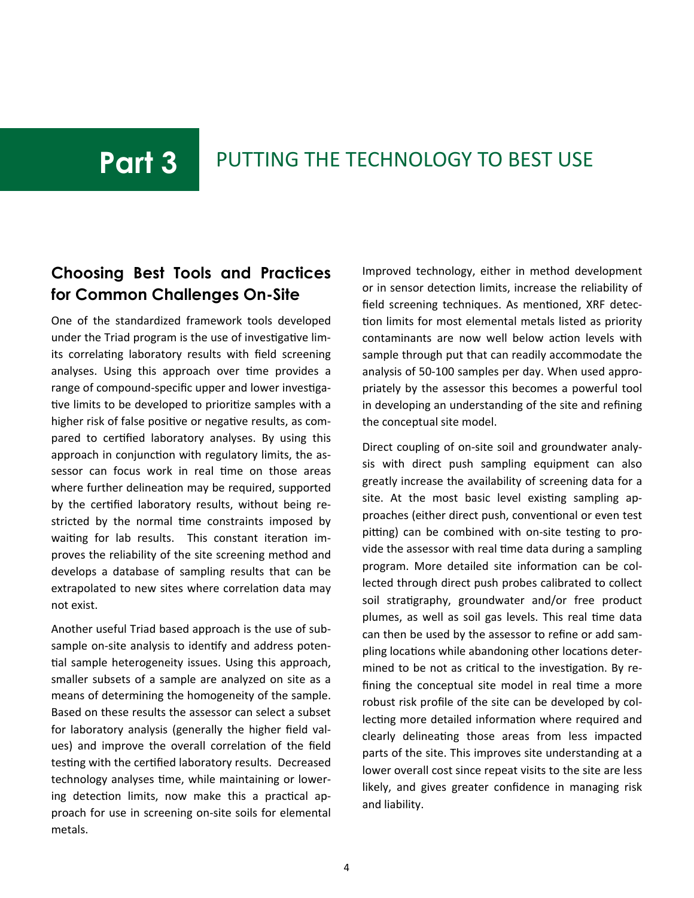# Part 3 PUTTING THE TECHNOLOGY TO BEST USE

## Choosing Best Tools and Practices for Common Challenges On-Site

One of the standardized framework tools developed under the Triad program is the use of investigative limits correlating laboratory results with field screening analyses. Using this approach over time provides a range of compound-specific upper and lower investigative limits to be developed to prioritize samples with a higher risk of false positive or negative results, as compared to certified laboratory analyses. By using this approach in conjunction with regulatory limits, the assessor can focus work in real time on those areas where further delineation may be required, supported by the certified laboratory results, without being restricted by the normal time constraints imposed by waiting for lab results. This constant iteration improves the reliability of the site screening method and develops a database of sampling results that can be extrapolated to new sites where correlation data may not exist.

Another useful Triad based approach is the use of subsample on-site analysis to identify and address potential sample heterogeneity issues. Using this approach, smaller subsets of a sample are analyzed on site as a means of determining the homogeneity of the sample. Based on these results the assessor can select a subset for laboratory analysis (generally the higher field values) and improve the overall correlation of the field testing with the certified laboratory results. Decreased technology analyses time, while maintaining or lowering detection limits, now make this a practical approach for use in screening on-site soils for elemental metals.

Improved technology, either in method development or in sensor detection limits, increase the reliability of field screening techniques. As mentioned, XRF detection limits for most elemental metals listed as priority contaminants are now well below action levels with sample through put that can readily accommodate the analysis of 50-100 samples per day. When used appropriately by the assessor this becomes a powerful tool in developing an understanding of the site and refining the conceptual site model.

Direct coupling of on-site soil and groundwater analysis with direct push sampling equipment can also greatly increase the availability of screening data for a site. At the most basic level existing sampling approaches (either direct push, conventional or even test pitting) can be combined with on-site testing to provide the assessor with real time data during a sampling program. More detailed site information can be collected through direct push probes calibrated to collect soil stratigraphy, groundwater and/or free product plumes, as well as soil gas levels. This real time data can then be used by the assessor to refine or add sampling locations while abandoning other locations determined to be not as critical to the investigation. By refining the conceptual site model in real time a more robust risk profile of the site can be developed by collecting more detailed information where required and clearly delineating those areas from less impacted parts of the site. This improves site understanding at a lower overall cost since repeat visits to the site are less likely, and gives greater confidence in managing risk and liability.